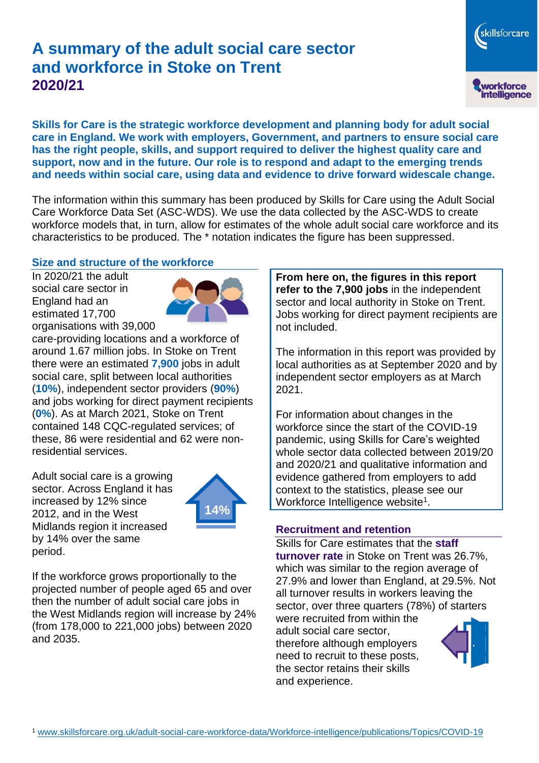# A summary of the adult social care sector and workforce in Stoke on Trent
## 2020/21

**Skills for Care is the strategic workforce development and planning body for adult social care in England. We work with employers, Government, and partners to ensure social care has the right people, skills, and support required to deliver the highest quality care and support, now and in the future. Our role is to respond and adapt to the emerging trends and needs within social care, using data and evidence to drive forward widescale change.**

The information within this summary has been produced by Skills for Care using the Adult Social Care Workforce Data Set (ASC-WDS). We use the data collected by the ASC-WDS to create workforce models that, in turn, allow for estimates of the whole adult social care workforce and its characteristics to be produced. The * notation indicates the figure has been suppressed.

### Size and structure of the workforce

In 2020/21 the adult social care sector in England had an estimated 17,700 organisations with 39,000 care-providing locations and a workforce of around 1.67 million jobs. In Stoke on Trent there were an estimated **7,900** jobs in adult social care, split between local authorities (**10%**), independent sector providers (**90%**) and jobs working for direct payment recipients (**0%**). As at March 2021, Stoke on Trent contained 148 CQC-regulated services; of these, 86 were residential and 62 were non-residential services.

Adult social care is a growing sector. Across England it has increased by 12% since 2012, and in the West Midlands region it increased by 14% over the same period.

14%

If the workforce grows proportionally to the projected number of people aged 65 and over then the number of adult social care jobs in the West Midlands region will increase by 24% (from 178,000 to 221,000 jobs) between 2020 and 2035.

**From here on, the figures in this report refer to the 7,900 jobs** in the independent sector and local authority in Stoke on Trent. Jobs working for direct payment recipients are not included.

The information in this report was provided by local authorities as at September 2020 and by independent sector employers as at March 2021.

For information about changes in the workforce since the start of the COVID-19 pandemic, using Skills for Care's weighted whole sector data collected between 2019/20 and 2020/21 and qualitative information and evidence gathered from employers to add context to the statistics, please see our Workforce Intelligence website[1].

### Recruitment and retention

Skills for Care estimates that the **staff turnover rate** in Stoke on Trent was 26.7%, which was similar to the region average of 27.9% and lower than England, at 29.5%. Not all turnover results in workers leaving the sector, over three quarters (78%) of starters were recruited from within the adult social care sector, therefore although employers need to recruit to these posts, the sector retains their skills and experience.

[1] www.skillsforcare.org.uk/adult-social-care-workforce-data/Workforce-intelligence/publications/Topics/COVID-19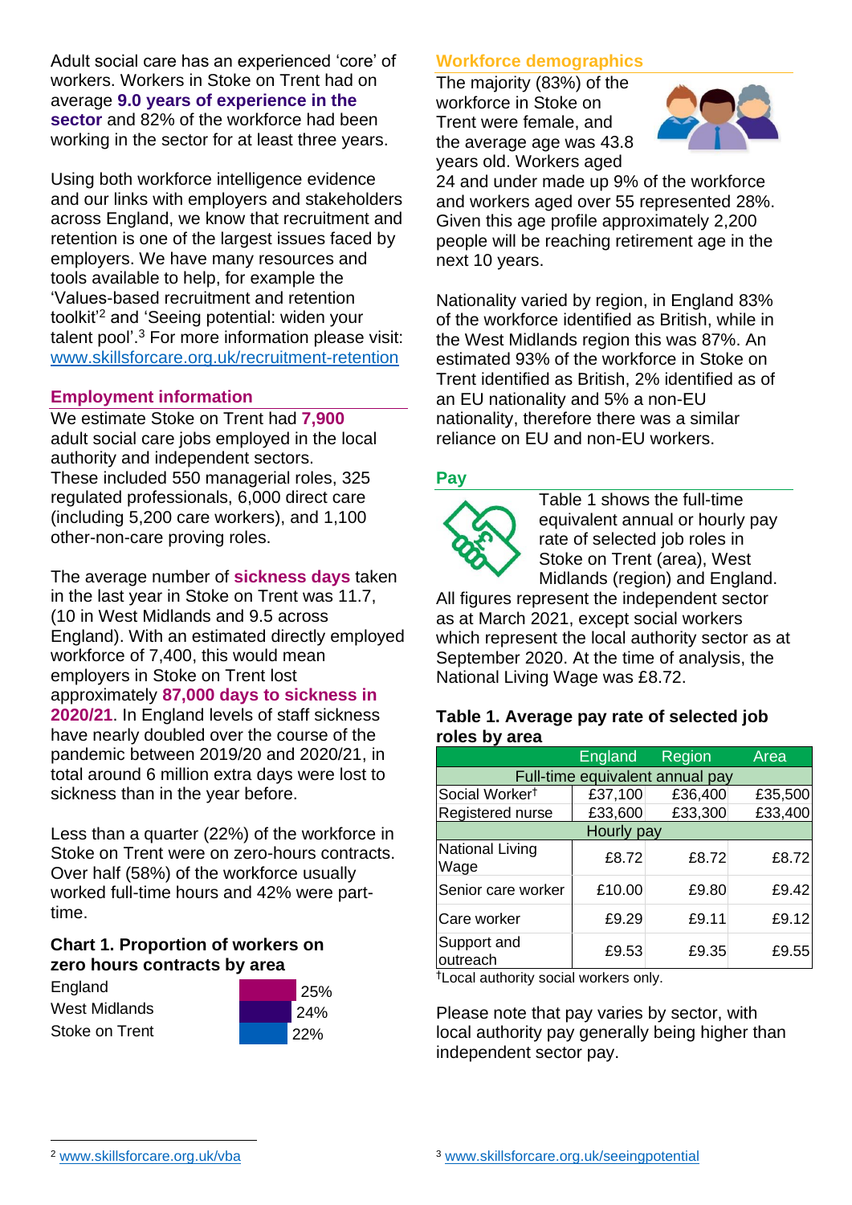Adult social care has an experienced 'core' of workers. Workers in Stoke on Trent had on average **9.0 years of experience in the sector** and 82% of the workforce had been working in the sector for at least three years.

Using both workforce intelligence evidence and our links with employers and stakeholders across England, we know that recruitment and retention is one of the largest issues faced by employers. We have many resources and tools available to help, for example the 'Values-based recruitment and retention toolkit'[2] and 'Seeing potential: widen your talent pool'.[3] For more information please visit: www.skillsforcare.org.uk/recruitment-retention

## Employment information

We estimate Stoke on Trent had **7,900** adult social care jobs employed in the local authority and independent sectors. These included 550 managerial roles, 325 regulated professionals, 6,000 direct care (including 5,200 care workers), and 1,100 other-non-care proving roles.

The average number of **sickness days** taken in the last year in Stoke on Trent was 11.7, (10 in West Midlands and 9.5 across England). With an estimated directly employed workforce of 7,400, this would mean employers in Stoke on Trent lost approximately **87,000 days to sickness in 2020/21**. In England levels of staff sickness have nearly doubled over the course of the pandemic between 2019/20 and 2020/21, in total around 6 million extra days were lost to sickness than in the year before.

Less than a quarter (22%) of the workforce in Stoke on Trent were on zero-hours contracts. Over half (58%) of the workforce usually worked full-time hours and 42% were part-time.

### Chart 1. Proportion of workers on zero hours contracts by area

| Area | Proportion |
|---|---|
| England | 25% |
| West Midlands | 24% |
| Stoke on Trent | 22% |

## Workforce demographics

The majority (83%) of the workforce in Stoke on Trent were female, and the average age was 43.8 years old. Workers aged 24 and under made up 9% of the workforce and workers aged over 55 represented 28%. Given this age profile approximately 2,200 people will be reaching retirement age in the next 10 years.

Nationality varied by region, in England 83% of the workforce identified as British, while in the West Midlands region this was 87%. An estimated 93% of the workforce in Stoke on Trent identified as British, 2% identified as of an EU nationality and 5% a non-EU nationality, therefore there was a similar reliance on EU and non-EU workers.

## Pay

Table 1 shows the full-time equivalent annual or hourly pay rate of selected job roles in Stoke on Trent (area), West Midlands (region) and England. All figures represent the independent sector as at March 2021, except social workers which represent the local authority sector as at September 2020. At the time of analysis, the National Living Wage was £8.72.

### Table 1. Average pay rate of selected job roles by area

| | England | Region | Area |
|---|---|---|---|
| Full-time equivalent annual pay | | | |
| Social Worker† | £37,100 | £36,400 | £35,500 |
| Registered nurse | £33,600 | £33,300 | £33,400 |
| Hourly pay | | | |
| National Living Wage | £8.72 | £8.72 | £8.72 |
| Senior care worker | £10.00 | £9.80 | £9.42 |
| Care worker | £9.29 | £9.11 | £9.12 |
| Support and outreach | £9.53 | £9.35 | £9.55 |

†Local authority social workers only.

Please note that pay varies by sector, with local authority pay generally being higher than independent sector pay.

[2] www.skillsforcare.org.uk/vba

[3] www.skillsforcare.org.uk/seeingpotential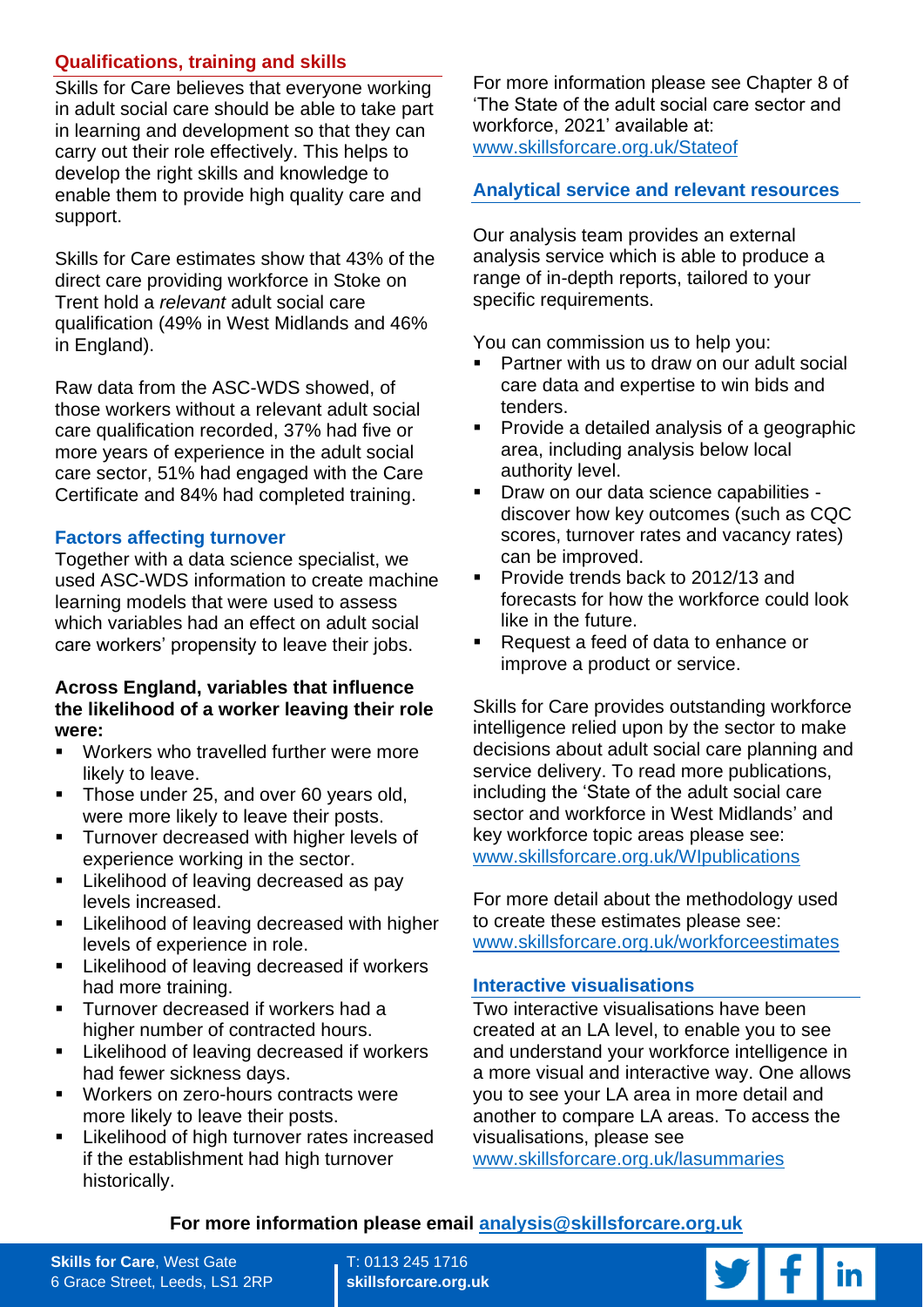## Qualifications, training and skills

Skills for Care believes that everyone working in adult social care should be able to take part in learning and development so that they can carry out their role effectively. This helps to develop the right skills and knowledge to enable them to provide high quality care and support.

Skills for Care estimates show that 43% of the direct care providing workforce in Stoke on Trent hold a *relevant* adult social care qualification (49% in West Midlands and 46% in England).

Raw data from the ASC-WDS showed, of those workers without a relevant adult social care qualification recorded, 37% had five or more years of experience in the adult social care sector, 51% had engaged with the Care Certificate and 84% had completed training.

## Factors affecting turnover

Together with a data science specialist, we used ASC-WDS information to create machine learning models that were used to assess which variables had an effect on adult social care workers' propensity to leave their jobs.

**Across England, variables that influence the likelihood of a worker leaving their role were:**

- Workers who travelled further were more likely to leave.
- Those under 25, and over 60 years old, were more likely to leave their posts.
- Turnover decreased with higher levels of experience working in the sector.
- Likelihood of leaving decreased as pay levels increased.
- Likelihood of leaving decreased with higher levels of experience in role.
- Likelihood of leaving decreased if workers had more training.
- Turnover decreased if workers had a higher number of contracted hours.
- Likelihood of leaving decreased if workers had fewer sickness days.
- Workers on zero-hours contracts were more likely to leave their posts.
- Likelihood of high turnover rates increased if the establishment had high turnover historically.

For more information please see Chapter 8 of 'The State of the adult social care sector and workforce, 2021' available at: www.skillsforcare.org.uk/Stateof

## Analytical service and relevant resources

Our analysis team provides an external analysis service which is able to produce a range of in-depth reports, tailored to your specific requirements.

You can commission us to help you:

- Partner with us to draw on our adult social care data and expertise to win bids and tenders.
- Provide a detailed analysis of a geographic area, including analysis below local authority level.
- Draw on our data science capabilities - discover how key outcomes (such as CQC scores, turnover rates and vacancy rates) can be improved.
- Provide trends back to 2012/13 and forecasts for how the workforce could look like in the future.
- Request a feed of data to enhance or improve a product or service.

Skills for Care provides outstanding workforce intelligence relied upon by the sector to make decisions about adult social care planning and service delivery. To read more publications, including the 'State of the adult social care sector and workforce in West Midlands' and key workforce topic areas please see: www.skillsforcare.org.uk/WIpublications

For more detail about the methodology used to create these estimates please see: www.skillsforcare.org.uk/workforceestimates

## Interactive visualisations

Two interactive visualisations have been created at an LA level, to enable you to see and understand your workforce intelligence in a more visual and interactive way. One allows you to see your LA area in more detail and another to compare LA areas. To access the visualisations, please see www.skillsforcare.org.uk/lasummaries

**For more information please email analysis@skillsforcare.org.uk**

**Skills for Care**, West Gate
6 Grace Street, Leeds, LS1 2RP

T: 0113 245 1716
**skillsforcare.org.uk**